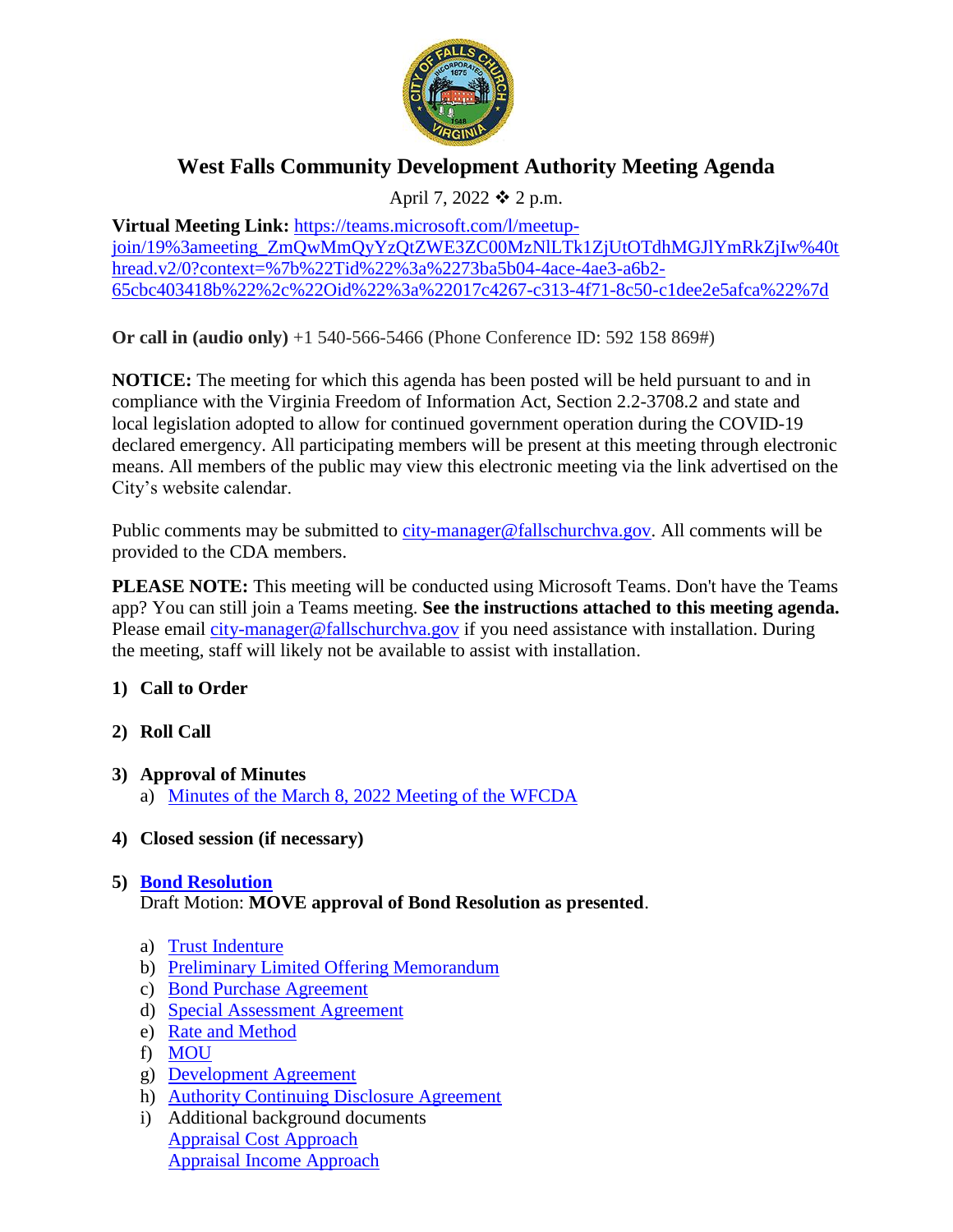# West Falls Community Development Authority Meeting Agenda

April 7, 2022 ❖ 2 p.m.

**Virtual Meeting Link:** [https://teams.microsoft.com/l/meetup-join/19%3ameeting_ZmQwMmQyYzQtZWE3ZC00MzNlLTk1ZjUtOTdhMGJlYmRkZjIw%40thread.v2/0?context=%7b%22Tid%22%3a%2273ba5b04-4ace-4ae3-a6b2-65cbc403418b%22%2c%22Oid%22%3a%22017c4267-c313-4f71-8c50-c1dee2e5afca%22%7d](https://teams.microsoft.com/l/meetup-join/19%3ameeting_ZmQwMmQyYzQtZWE3ZC00MzNlLTk1ZjUtOTdhMGJlYmRkZjIw%40thread.v2/0?context=%7b%22Tid%22%3a%2273ba5b04-4ace-4ae3-a6b2-65cbc403418b%22%2c%22Oid%22%3a%22017c4267-c313-4f71-8c50-c1dee2e5afca%22%7d)

**Or call in (audio only)** +1 540-566-5466 (Phone Conference ID: 592 158 869#)

**NOTICE:** The meeting for which this agenda has been posted will be held pursuant to and in compliance with the Virginia Freedom of Information Act, Section 2.2-3708.2 and state and local legislation adopted to allow for continued government operation during the COVID-19 declared emergency. All participating members will be present at this meeting through electronic means. All members of the public may view this electronic meeting via the link advertised on the City's website calendar.

Public comments may be submitted to city-manager@fallschurchva.gov. All comments will be provided to the CDA members.

**PLEASE NOTE:** This meeting will be conducted using Microsoft Teams. Don't have the Teams app? You can still join a Teams meeting. **See the instructions attached to this meeting agenda.** Please email city-manager@fallschurchva.gov if you need assistance with installation. During the meeting, staff will likely not be available to assist with installation.

1) **Call to Order**

2) **Roll Call**

3) **Approval of Minutes**
   a) Minutes of the March 8, 2022 Meeting of the WFCDA

4) **Closed session (if necessary)**

5) **Bond Resolution**
   Draft Motion: **MOVE approval of Bond Resolution as presented**.

   a) Trust Indenture
   b) Preliminary Limited Offering Memorandum
   c) Bond Purchase Agreement
   d) Special Assessment Agreement
   e) Rate and Method
   f) MOU
   g) Development Agreement
   h) Authority Continuing Disclosure Agreement
   i) Additional background documents
      Appraisal Cost Approach
      Appraisal Income Approach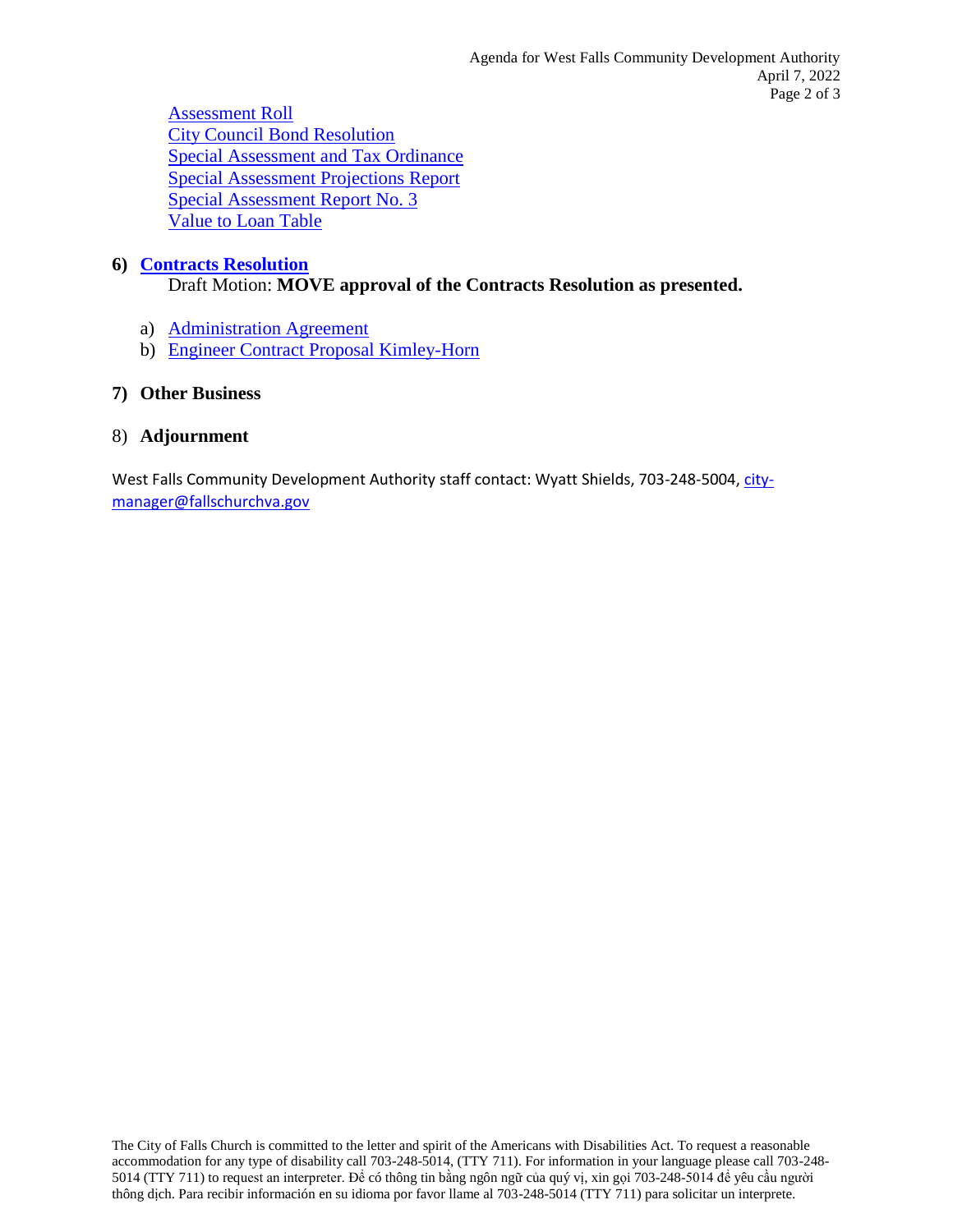Assessment Roll
City Council Bond Resolution
Special Assessment and Tax Ordinance
Special Assessment Projections Report
Special Assessment Report No. 3
Value to Loan Table

**6) Contracts Resolution**

Draft Motion: **MOVE approval of the Contracts Resolution as presented.**

a) Administration Agreement
b) Engineer Contract Proposal Kimley-Horn

**7) Other Business**

8) **Adjournment**

West Falls Community Development Authority staff contact: Wyatt Shields, 703-248-5004, city-manager@fallschurchva.gov

The City of Falls Church is committed to the letter and spirit of the Americans with Disabilities Act. To request a reasonable accommodation for any type of disability call 703-248-5014, (TTY 711). For information in your language please call 703-248-5014 (TTY 711) to request an interpreter. Để có thông tin bằng ngôn ngữ của quý vị, xin gọi 703-248-5014 để yêu cầu người thông dịch. Para recibir información en su idioma por favor llame al 703-248-5014 (TTY 711) para solicitar un interprete.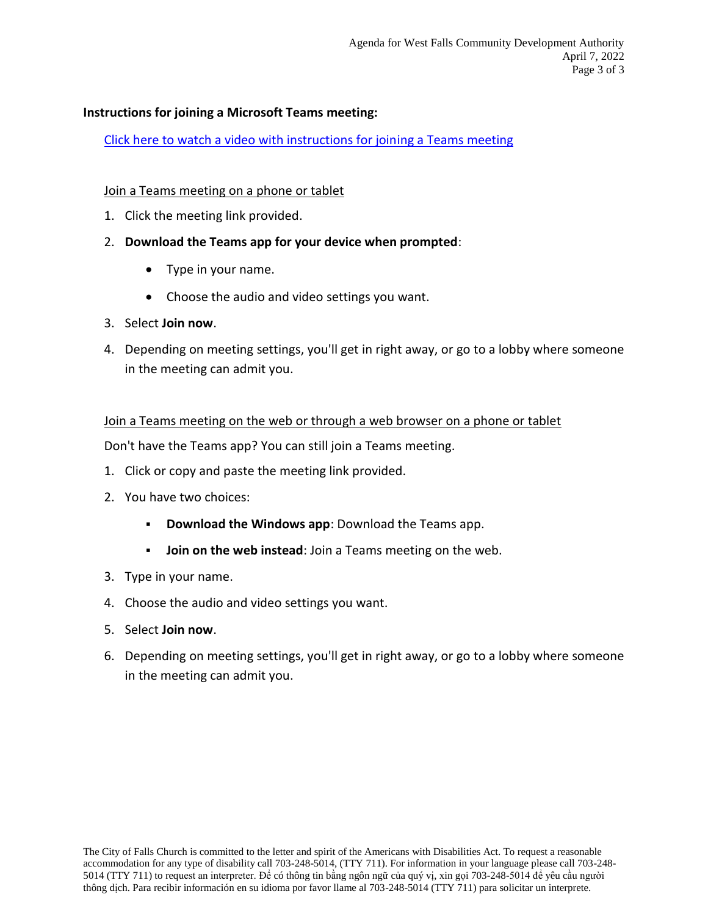**Instructions for joining a Microsoft Teams meeting:**

[Click here to watch a video with instructions for joining a Teams meeting]

Join a Teams meeting on a phone or tablet

1. Click the meeting link provided.
2. **Download the Teams app for your device when prompted**:
    - Type in your name.
    - Choose the audio and video settings you want.
3. Select **Join now**.
4. Depending on meeting settings, you'll get in right away, or go to a lobby where someone in the meeting can admit you.

Join a Teams meeting on the web or through a web browser on a phone or tablet

Don't have the Teams app? You can still join a Teams meeting.

1. Click or copy and paste the meeting link provided.
2. You have two choices:
    - **Download the Windows app**: Download the Teams app.
    - **Join on the web instead**: Join a Teams meeting on the web.
3. Type in your name.
4. Choose the audio and video settings you want.
5. Select **Join now**.
6. Depending on meeting settings, you'll get in right away, or go to a lobby where someone in the meeting can admit you.

The City of Falls Church is committed to the letter and spirit of the Americans with Disabilities Act. To request a reasonable accommodation for any type of disability call 703-248-5014, (TTY 711). For information in your language please call 703-248-5014 (TTY 711) to request an interpreter. Để có thông tin bằng ngôn ngữ của quý vị, xin gọi 703-248-5014 để yêu cầu người thông dịch. Para recibir información en su idioma por favor llame al 703-248-5014 (TTY 711) para solicitar un interprete.